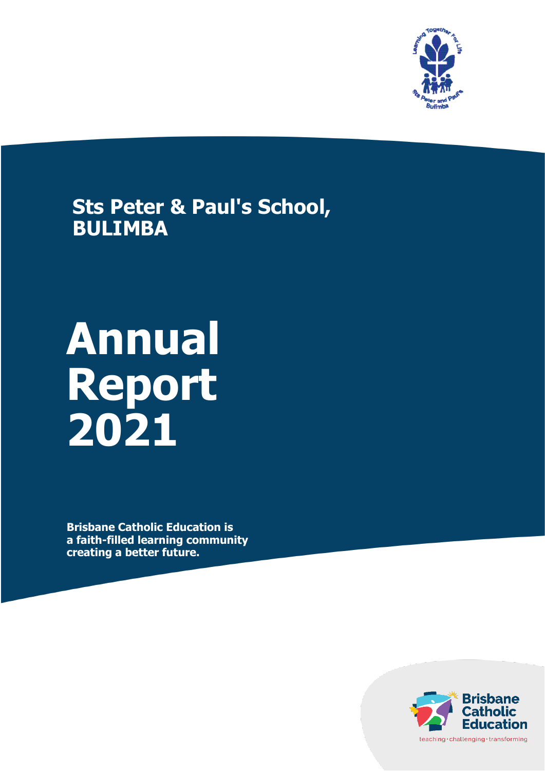# Sts Peter & Paul's School, BULIMBA

# Annual Report 2021

**Brisbane Catholic Education is a faith-filled learning community creating a better future.**

Brisbane Catholic Education

teaching · challenging · transforming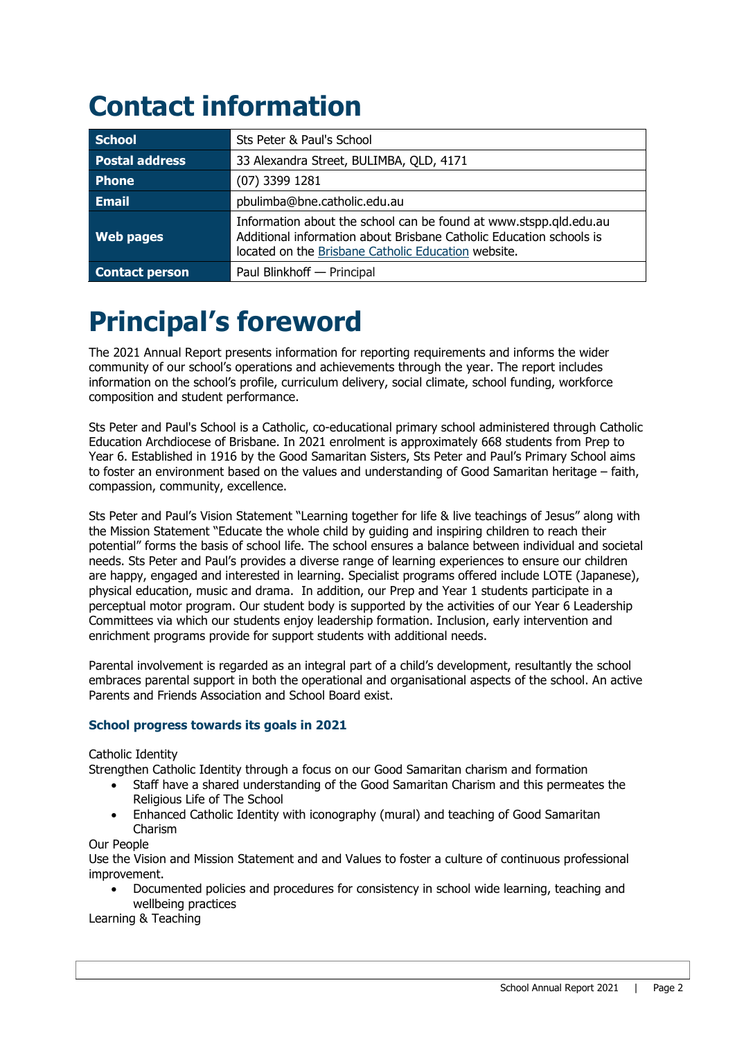# Contact information

| School | Sts Peter & Paul's School |
|---|---|
| Postal address | 33 Alexandra Street, BULIMBA, QLD, 4171 |
| Phone | (07) 3399 1281 |
| Email | pbulimba@bne.catholic.edu.au |
| Web pages | Information about the school can be found at www.stspp.qld.edu.au Additional information about Brisbane Catholic Education schools is located on the Brisbane Catholic Education website. |
| Contact person | Paul Blinkhoff — Principal |

# Principal's foreword

The 2021 Annual Report presents information for reporting requirements and informs the wider community of our school's operations and achievements through the year. The report includes information on the school's profile, curriculum delivery, social climate, school funding, workforce composition and student performance.

Sts Peter and Paul's School is a Catholic, co-educational primary school administered through Catholic Education Archdiocese of Brisbane. In 2021 enrolment is approximately 668 students from Prep to Year 6. Established in 1916 by the Good Samaritan Sisters, Sts Peter and Paul's Primary School aims to foster an environment based on the values and understanding of Good Samaritan heritage – faith, compassion, community, excellence.

Sts Peter and Paul's Vision Statement "Learning together for life & live teachings of Jesus" along with the Mission Statement "Educate the whole child by guiding and inspiring children to reach their potential" forms the basis of school life. The school ensures a balance between individual and societal needs. Sts Peter and Paul's provides a diverse range of learning experiences to ensure our children are happy, engaged and interested in learning. Specialist programs offered include LOTE (Japanese), physical education, music and drama. In addition, our Prep and Year 1 students participate in a perceptual motor program. Our student body is supported by the activities of our Year 6 Leadership Committees via which our students enjoy leadership formation. Inclusion, early intervention and enrichment programs provide for support students with additional needs.

Parental involvement is regarded as an integral part of a child's development, resultantly the school embraces parental support in both the operational and organisational aspects of the school. An active Parents and Friends Association and School Board exist.

### School progress towards its goals in 2021

Catholic Identity
Strengthen Catholic Identity through a focus on our Good Samaritan charism and formation

- Staff have a shared understanding of the Good Samaritan Charism and this permeates the Religious Life of The School
- Enhanced Catholic Identity with iconography (mural) and teaching of Good Samaritan Charism

Our People
Use the Vision and Mission Statement and and Values to foster a culture of continuous professional improvement.

- Documented policies and procedures for consistency in school wide learning, teaching and wellbeing practices

Learning & Teaching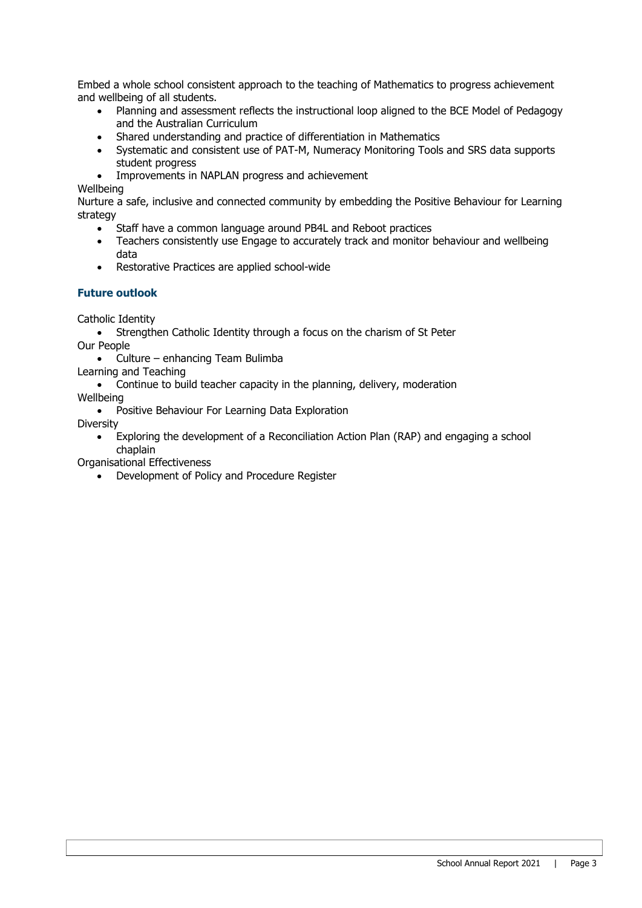Embed a whole school consistent approach to the teaching of Mathematics to progress achievement and wellbeing of all students.

- Planning and assessment reflects the instructional loop aligned to the BCE Model of Pedagogy and the Australian Curriculum
- Shared understanding and practice of differentiation in Mathematics
- Systematic and consistent use of PAT-M, Numeracy Monitoring Tools and SRS data supports student progress
- Improvements in NAPLAN progress and achievement

Wellbeing

Nurture a safe, inclusive and connected community by embedding the Positive Behaviour for Learning strategy

- Staff have a common language around PB4L and Reboot practices
- Teachers consistently use Engage to accurately track and monitor behaviour and wellbeing data
- Restorative Practices are applied school-wide

### Future outlook

Catholic Identity

- Strengthen Catholic Identity through a focus on the charism of St Peter

Our People

- Culture – enhancing Team Bulimba

Learning and Teaching

- Continue to build teacher capacity in the planning, delivery, moderation

Wellbeing

- Positive Behaviour For Learning Data Exploration

Diversity

- Exploring the development of a Reconciliation Action Plan (RAP) and engaging a school chaplain

Organisational Effectiveness

- Development of Policy and Procedure Register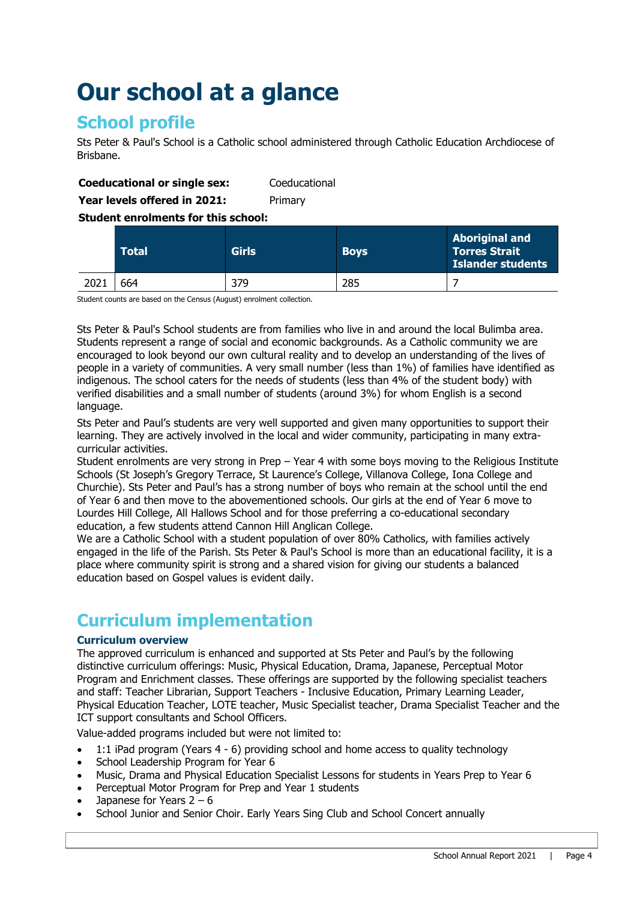# Our school at a glance

## School profile

Sts Peter & Paul's School is a Catholic school administered through Catholic Education Archdiocese of Brisbane.

**Coeducational or single sex:** Coeducational

**Year levels offered in 2021:** Primary

**Student enrolments for this school:**

| | Total | Girls | Boys | Aboriginal and Torres Strait Islander students |
|---|---|---|---|---|
| 2021 | 664 | 379 | 285 | 7 |

Student counts are based on the Census (August) enrolment collection.

Sts Peter & Paul's School students are from families who live in and around the local Bulimba area. Students represent a range of social and economic backgrounds. As a Catholic community we are encouraged to look beyond our own cultural reality and to develop an understanding of the lives of people in a variety of communities. A very small number (less than 1%) of families have identified as indigenous. The school caters for the needs of students (less than 4% of the student body) with verified disabilities and a small number of students (around 3%) for whom English is a second language.

Sts Peter and Paul's students are very well supported and given many opportunities to support their learning. They are actively involved in the local and wider community, participating in many extra-curricular activities.

Student enrolments are very strong in Prep – Year 4 with some boys moving to the Religious Institute Schools (St Joseph's Gregory Terrace, St Laurence's College, Villanova College, Iona College and Churchie). Sts Peter and Paul's has a strong number of boys who remain at the school until the end of Year 6 and then move to the abovementioned schools. Our girls at the end of Year 6 move to Lourdes Hill College, All Hallows School and for those preferring a co-educational secondary education, a few students attend Cannon Hill Anglican College.

We are a Catholic School with a student population of over 80% Catholics, with families actively engaged in the life of the Parish. Sts Peter & Paul's School is more than an educational facility, it is a place where community spirit is strong and a shared vision for giving our students a balanced education based on Gospel values is evident daily.

## Curriculum implementation

### Curriculum overview

The approved curriculum is enhanced and supported at Sts Peter and Paul's by the following distinctive curriculum offerings: Music, Physical Education, Drama, Japanese, Perceptual Motor Program and Enrichment classes. These offerings are supported by the following specialist teachers and staff: Teacher Librarian, Support Teachers - Inclusive Education, Primary Learning Leader, Physical Education Teacher, LOTE teacher, Music Specialist teacher, Drama Specialist Teacher and the ICT support consultants and School Officers.

Value-added programs included but were not limited to:

- 1:1 iPad program (Years 4 - 6) providing school and home access to quality technology
- School Leadership Program for Year 6
- Music, Drama and Physical Education Specialist Lessons for students in Years Prep to Year 6
- Perceptual Motor Program for Prep and Year 1 students
- Japanese for Years 2 – 6
- School Junior and Senior Choir. Early Years Sing Club and School Concert annually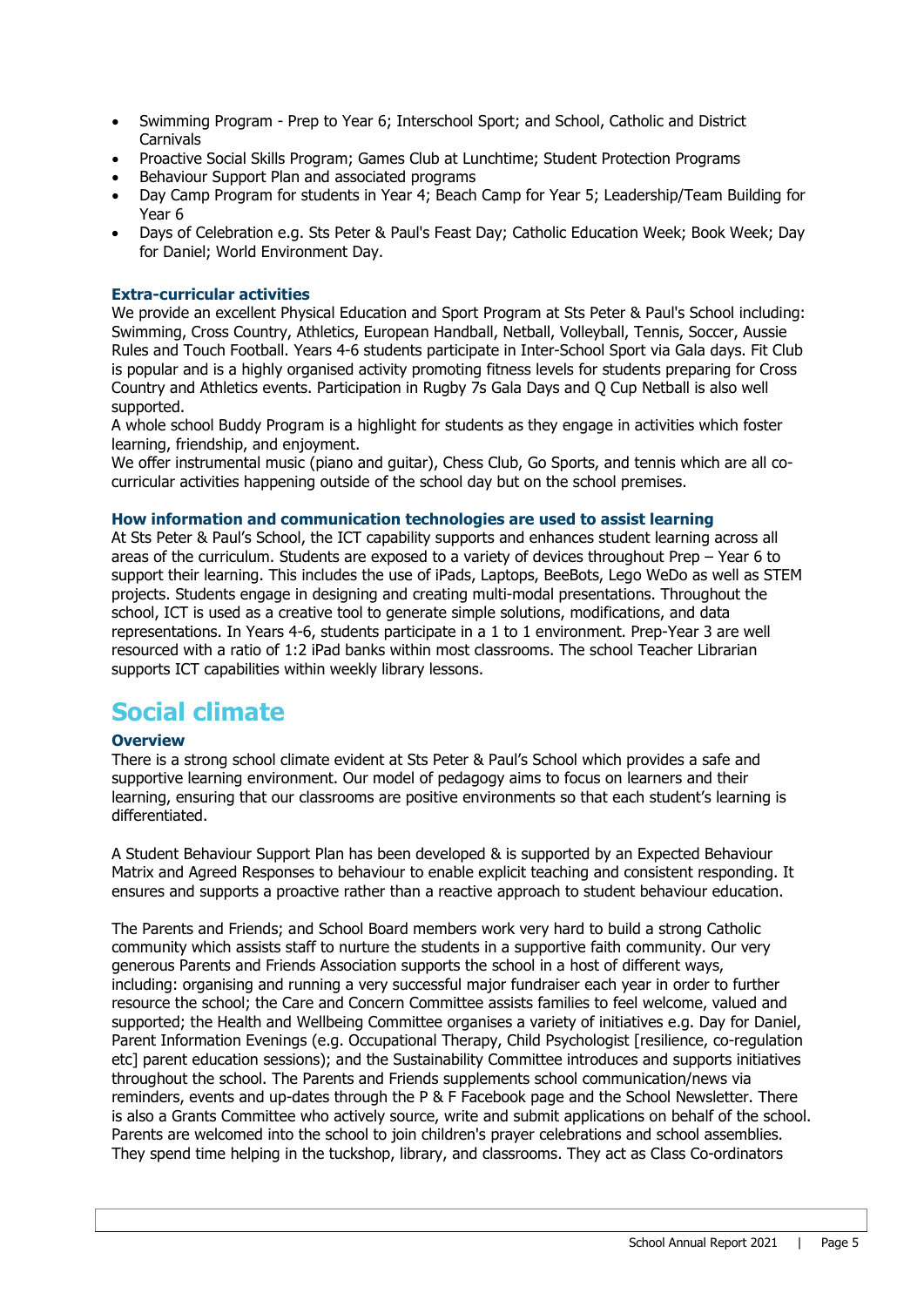- Swimming Program - Prep to Year 6; Interschool Sport; and School, Catholic and District Carnivals
- Proactive Social Skills Program; Games Club at Lunchtime; Student Protection Programs
- Behaviour Support Plan and associated programs
- Day Camp Program for students in Year 4; Beach Camp for Year 5; Leadership/Team Building for Year 6
- Days of Celebration e.g. Sts Peter & Paul's Feast Day; Catholic Education Week; Book Week; Day for Daniel; World Environment Day.

### Extra-curricular activities

We provide an excellent Physical Education and Sport Program at Sts Peter & Paul's School including: Swimming, Cross Country, Athletics, European Handball, Netball, Volleyball, Tennis, Soccer, Aussie Rules and Touch Football. Years 4-6 students participate in Inter-School Sport via Gala days. Fit Club is popular and is a highly organised activity promoting fitness levels for students preparing for Cross Country and Athletics events. Participation in Rugby 7s Gala Days and Q Cup Netball is also well supported.
A whole school Buddy Program is a highlight for students as they engage in activities which foster learning, friendship, and enjoyment.
We offer instrumental music (piano and guitar), Chess Club, Go Sports, and tennis which are all co-curricular activities happening outside of the school day but on the school premises.

### How information and communication technologies are used to assist learning

At Sts Peter & Paul's School, the ICT capability supports and enhances student learning across all areas of the curriculum. Students are exposed to a variety of devices throughout Prep – Year 6 to support their learning. This includes the use of iPads, Laptops, BeeBots, Lego WeDo as well as STEM projects. Students engage in designing and creating multi-modal presentations. Throughout the school, ICT is used as a creative tool to generate simple solutions, modifications, and data representations. In Years 4-6, students participate in a 1 to 1 environment. Prep-Year 3 are well resourced with a ratio of 1:2 iPad banks within most classrooms. The school Teacher Librarian supports ICT capabilities within weekly library lessons.

## Social climate

### Overview

There is a strong school climate evident at Sts Peter & Paul's School which provides a safe and supportive learning environment. Our model of pedagogy aims to focus on learners and their learning, ensuring that our classrooms are positive environments so that each student's learning is differentiated.

A Student Behaviour Support Plan has been developed & is supported by an Expected Behaviour Matrix and Agreed Responses to behaviour to enable explicit teaching and consistent responding. It ensures and supports a proactive rather than a reactive approach to student behaviour education.

The Parents and Friends; and School Board members work very hard to build a strong Catholic community which assists staff to nurture the students in a supportive faith community. Our very generous Parents and Friends Association supports the school in a host of different ways, including: organising and running a very successful major fundraiser each year in order to further resource the school; the Care and Concern Committee assists families to feel welcome, valued and supported; the Health and Wellbeing Committee organises a variety of initiatives e.g. Day for Daniel, Parent Information Evenings (e.g. Occupational Therapy, Child Psychologist [resilience, co-regulation etc] parent education sessions); and the Sustainability Committee introduces and supports initiatives throughout the school. The Parents and Friends supplements school communication/news via reminders, events and up-dates through the P & F Facebook page and the School Newsletter. There is also a Grants Committee who actively source, write and submit applications on behalf of the school. Parents are welcomed into the school to join children's prayer celebrations and school assemblies. They spend time helping in the tuckshop, library, and classrooms. They act as Class Co-ordinators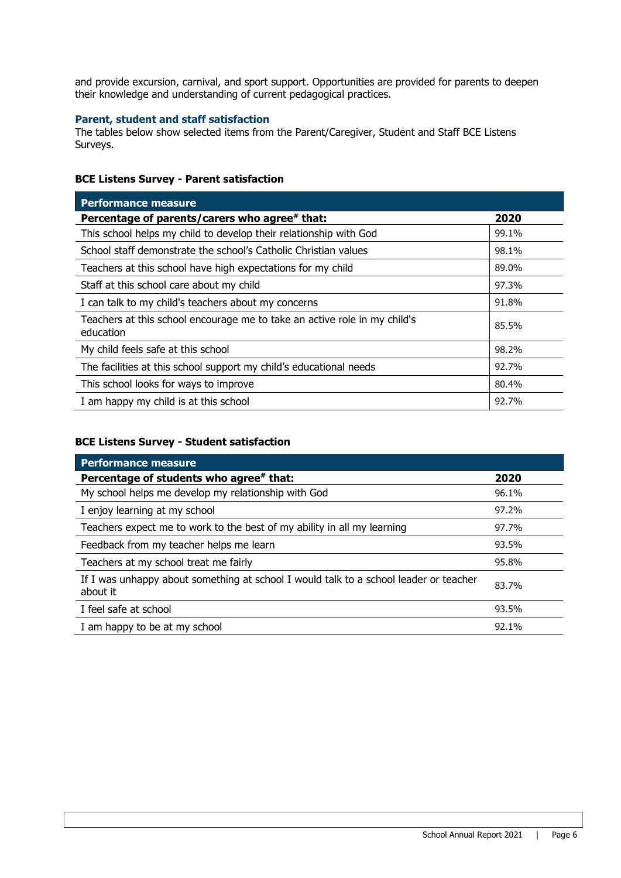and provide excursion, carnival, and sport support. Opportunities are provided for parents to deepen their knowledge and understanding of current pedagogical practices.

### Parent, student and staff satisfaction

The tables below show selected items from the Parent/Caregiver, Student and Staff BCE Listens Surveys.

**BCE Listens Survey - Parent satisfaction**

| Performance measure | |
|---|---|
| **Percentage of parents/carers who agree# that:** | **2020** |
| This school helps my child to develop their relationship with God | 99.1% |
| School staff demonstrate the school's Catholic Christian values | 98.1% |
| Teachers at this school have high expectations for my child | 89.0% |
| Staff at this school care about my child | 97.3% |
| I can talk to my child's teachers about my concerns | 91.8% |
| Teachers at this school encourage me to take an active role in my child's education | 85.5% |
| My child feels safe at this school | 98.2% |
| The facilities at this school support my child's educational needs | 92.7% |
| This school looks for ways to improve | 80.4% |
| I am happy my child is at this school | 92.7% |

**BCE Listens Survey - Student satisfaction**

| Performance measure | |
|---|---|
| **Percentage of students who agree# that:** | **2020** |
| My school helps me develop my relationship with God | 96.1% |
| I enjoy learning at my school | 97.2% |
| Teachers expect me to work to the best of my ability in all my learning | 97.7% |
| Feedback from my teacher helps me learn | 93.5% |
| Teachers at my school treat me fairly | 95.8% |
| If I was unhappy about something at school I would talk to a school leader or teacher about it | 83.7% |
| I feel safe at school | 93.5% |
| I am happy to be at my school | 92.1% |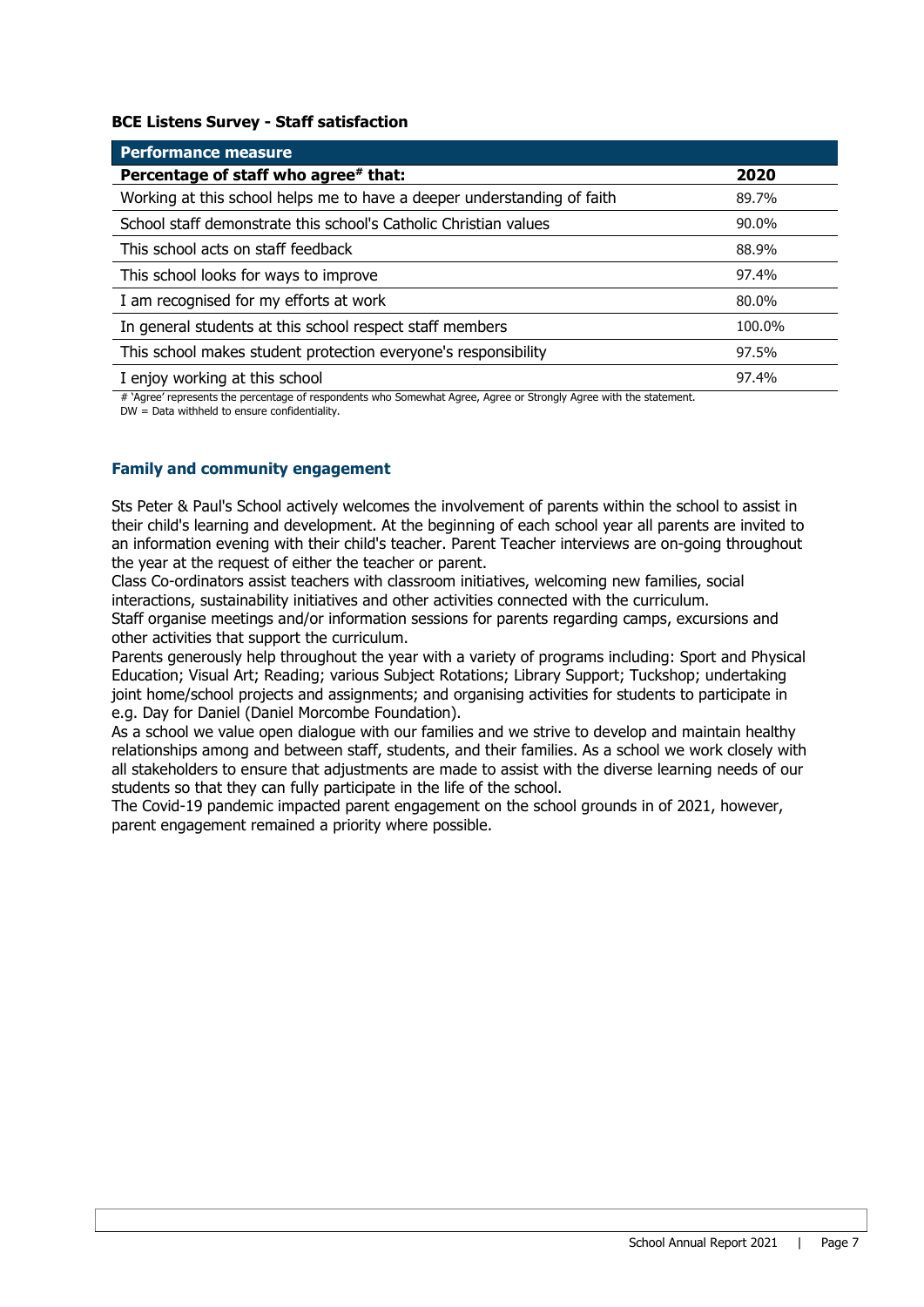**BCE Listens Survey - Staff satisfaction**

| Performance measure | |
|---|---|
| **Percentage of staff who agree# that:** | **2020** |
| Working at this school helps me to have a deeper understanding of faith | 89.7% |
| School staff demonstrate this school's Catholic Christian values | 90.0% |
| This school acts on staff feedback | 88.9% |
| This school looks for ways to improve | 97.4% |
| I am recognised for my efforts at work | 80.0% |
| In general students at this school respect staff members | 100.0% |
| This school makes student protection everyone's responsibility | 97.5% |
| I enjoy working at this school | 97.4% |

# 'Agree' represents the percentage of respondents who Somewhat Agree, Agree or Strongly Agree with the statement.
DW = Data withheld to ensure confidentiality.

## Family and community engagement

Sts Peter & Paul's School actively welcomes the involvement of parents within the school to assist in their child's learning and development. At the beginning of each school year all parents are invited to an information evening with their child's teacher. Parent Teacher interviews are on-going throughout the year at the request of either the teacher or parent.
Class Co-ordinators assist teachers with classroom initiatives, welcoming new families, social interactions, sustainability initiatives and other activities connected with the curriculum.
Staff organise meetings and/or information sessions for parents regarding camps, excursions and other activities that support the curriculum.
Parents generously help throughout the year with a variety of programs including: Sport and Physical Education; Visual Art; Reading; various Subject Rotations; Library Support; Tuckshop; undertaking joint home/school projects and assignments; and organising activities for students to participate in e.g. Day for Daniel (Daniel Morcombe Foundation).
As a school we value open dialogue with our families and we strive to develop and maintain healthy relationships among and between staff, students, and their families. As a school we work closely with all stakeholders to ensure that adjustments are made to assist with the diverse learning needs of our students so that they can fully participate in the life of the school.
The Covid-19 pandemic impacted parent engagement on the school grounds in of 2021, however, parent engagement remained a priority where possible.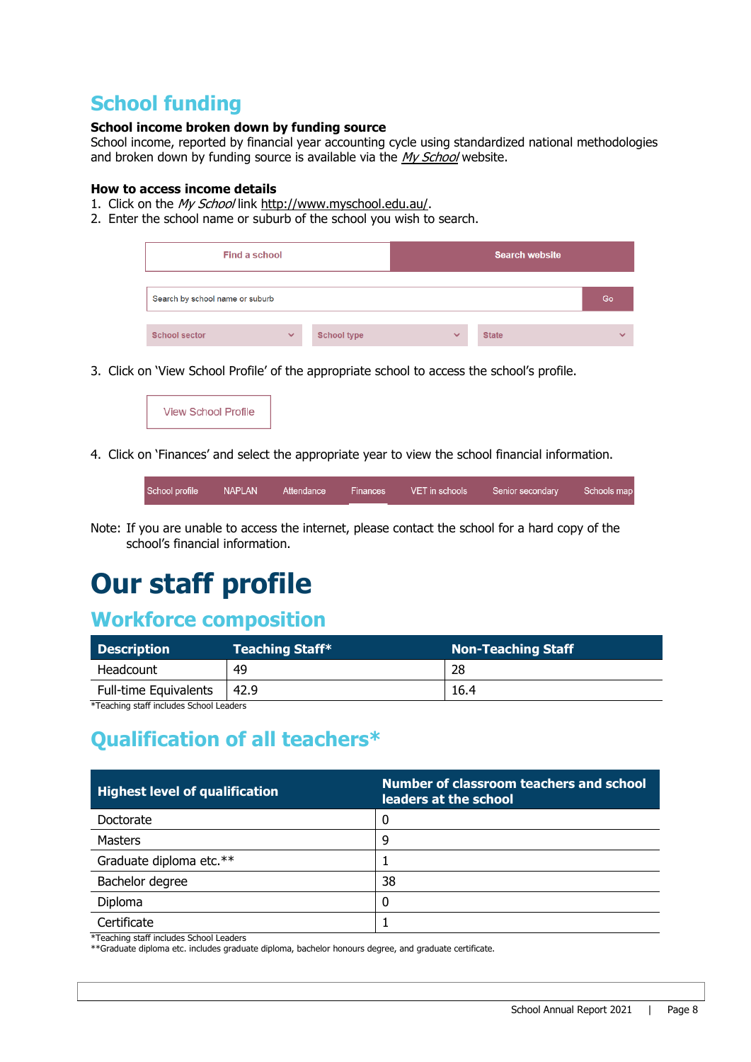## School funding

### School income broken down by funding source

School income, reported by financial year accounting cycle using standardized national methodologies and broken down by funding source is available via the *My School* website.

### How to access income details

1. Click on the *My School* link http://www.myschool.edu.au/.
2. Enter the school name or suburb of the school you wish to search.

Find a school | Search website

Search by school name or suburb | Go

School sector | School type | State

3. Click on 'View School Profile' of the appropriate school to access the school's profile.

View School Profile

4. Click on 'Finances' and select the appropriate year to view the school financial information.

School profile | NAPLAN | Attendance | Finances | VET in schools | Senior secondary | Schools map

Note: If you are unable to access the internet, please contact the school for a hard copy of the school's financial information.

# Our staff profile

## Workforce composition

| Description | Teaching Staff* | Non-Teaching Staff |
|---|---|---|
| Headcount | 49 | 28 |
| Full-time Equivalents | 42.9 | 16.4 |

*Teaching staff includes School Leaders

## Qualification of all teachers*

| Highest level of qualification | Number of classroom teachers and school leaders at the school |
|---|---|
| Doctorate | 0 |
| Masters | 9 |
| Graduate diploma etc.** | 1 |
| Bachelor degree | 38 |
| Diploma | 0 |
| Certificate | 1 |

*Teaching staff includes School Leaders

**Graduate diploma etc. includes graduate diploma, bachelor honours degree, and graduate certificate.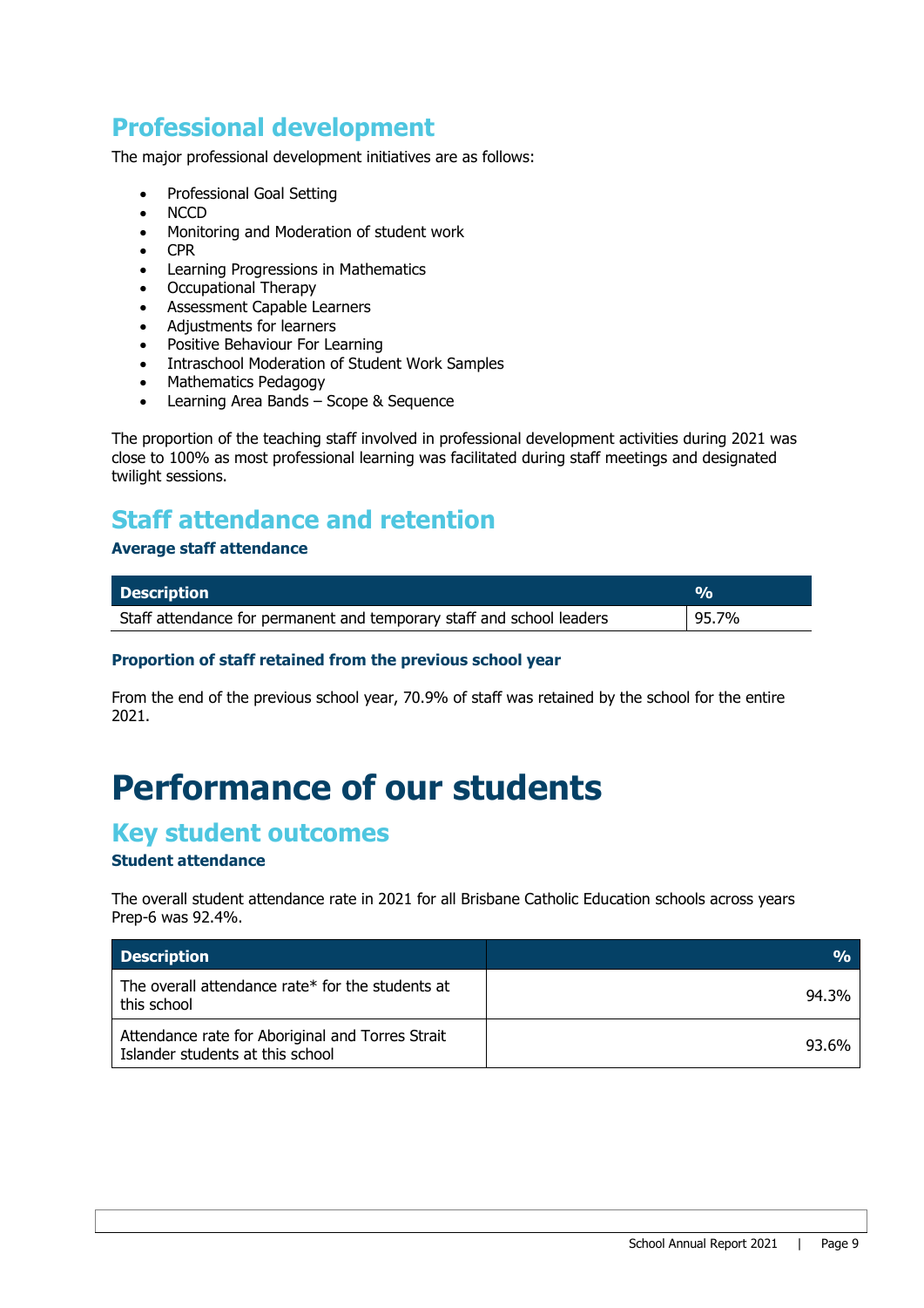## Professional development

The major professional development initiatives are as follows:

- Professional Goal Setting
- NCCD
- Monitoring and Moderation of student work
- CPR
- Learning Progressions in Mathematics
- Occupational Therapy
- Assessment Capable Learners
- Adjustments for learners
- Positive Behaviour For Learning
- Intraschool Moderation of Student Work Samples
- Mathematics Pedagogy
- Learning Area Bands – Scope & Sequence

The proportion of the teaching staff involved in professional development activities during 2021 was close to 100% as most professional learning was facilitated during staff meetings and designated twilight sessions.

## Staff attendance and retention

### Average staff attendance

| Description | % |
|---|---|
| Staff attendance for permanent and temporary staff and school leaders | 95.7% |

### Proportion of staff retained from the previous school year

From the end of the previous school year, 70.9% of staff was retained by the school for the entire 2021.

# Performance of our students

## Key student outcomes

### Student attendance

The overall student attendance rate in 2021 for all Brisbane Catholic Education schools across years Prep-6 was 92.4%.

| Description | % |
|---|---|
| The overall attendance rate* for the students at this school | 94.3% |
| Attendance rate for Aboriginal and Torres Strait Islander students at this school | 93.6% |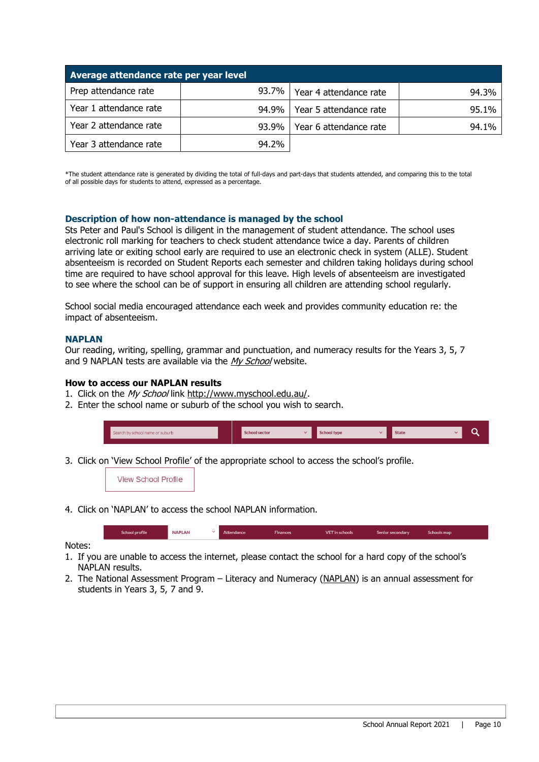| Average attendance rate per year level | | | |
|---|---|---|---|
| Prep attendance rate | 93.7% | Year 4 attendance rate | 94.3% |
| Year 1 attendance rate | 94.9% | Year 5 attendance rate | 95.1% |
| Year 2 attendance rate | 93.9% | Year 6 attendance rate | 94.1% |
| Year 3 attendance rate | 94.2% | | |

*The student attendance rate is generated by dividing the total of full-days and part-days that students attended, and comparing this to the total of all possible days for students to attend, expressed as a percentage.

### Description of how non-attendance is managed by the school

Sts Peter and Paul's School is diligent in the management of student attendance. The school uses electronic roll marking for teachers to check student attendance twice a day. Parents of children arriving late or exiting school early are required to use an electronic check in system (ALLE). Student absenteeism is recorded on Student Reports each semester and children taking holidays during school time are required to have school approval for this leave. High levels of absenteeism are investigated to see where the school can be of support in ensuring all children are attending school regularly.

School social media encouraged attendance each week and provides community education re: the impact of absenteeism.

### NAPLAN

Our reading, writing, spelling, grammar and punctuation, and numeracy results for the Years 3, 5, 7 and 9 NAPLAN tests are available via the *My School* website.

**How to access our NAPLAN results**

1. Click on the *My School* link http://www.myschool.edu.au/.
2. Enter the school name or suburb of the school you wish to search.

Search by school name or suburb | School sector | School type | State

3. Click on 'View School Profile' of the appropriate school to access the school's profile.

View School Profile

4. Click on 'NAPLAN' to access the school NAPLAN information.

School profile | NAPLAN | Attendance | Finances | VET in schools | Senior secondary | Schools map

Notes:

1. If you are unable to access the internet, please contact the school for a hard copy of the school's NAPLAN results.
2. The National Assessment Program – Literacy and Numeracy (NAPLAN) is an annual assessment for students in Years 3, 5, 7 and 9.